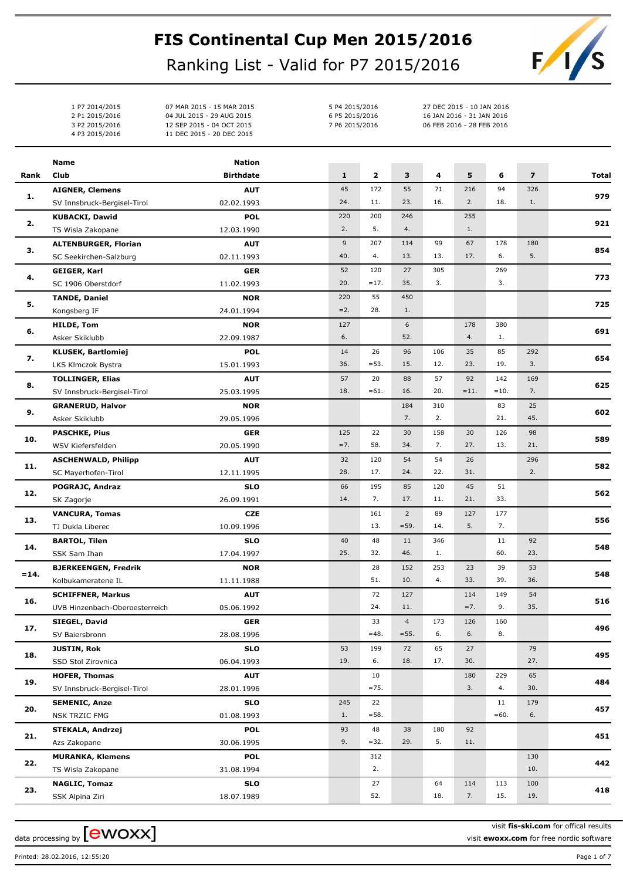# FIS Continental Cup Men 2015/2016

## Ranking List - Valid for P7 2015/2016

| | Period | Dates |
|---|---|---|
| 1 | P7 2014/2015 | 07 MAR 2015 - 15 MAR 2015 |
| 2 | P1 2015/2016 | 04 JUL 2015 - 29 AUG 2015 |
| 3 | P2 2015/2016 | 12 SEP 2015 - 04 OCT 2015 |
| 4 | P3 2015/2016 | 11 DEC 2015 - 20 DEC 2015 |
| 5 | P4 2015/2016 | 27 DEC 2015 - 10 JAN 2016 |
| 6 | P5 2015/2016 | 16 JAN 2016 - 31 JAN 2016 |
| 7 | P6 2015/2016 | 06 FEB 2016 - 28 FEB 2016 |

| Rank | Name / Club | Nation / Birthdate | 1 | 2 | 3 | 4 | 5 | 6 | 7 | Total |
|---|---|---|---|---|---|---|---|---|---|---|
| 1. | **AIGNER, Clemens** | **AUT** | 45 | 172 | 55 | 71 | 216 | 94 | 326 | **979** |
| | SV Innsbruck-Bergisel-Tirol | 02.02.1993 | 24. | 11. | 23. | 16. | 2. | 18. | 1. | |
| 2. | **KUBACKI, Dawid** | **POL** | 220 | 200 | 246 | | 255 | | | **921** |
| | TS Wisla Zakopane | 12.03.1990 | 2. | 5. | 4. | | 1. | | | |
| 3. | **ALTENBURGER, Florian** | **AUT** | 9 | 207 | 114 | 99 | 67 | 178 | 180 | **854** |
| | SC Seekirchen-Salzburg | 02.11.1993 | 40. | 4. | 13. | 13. | 17. | 6. | 5. | |
| 4. | **GEIGER, Karl** | **GER** | 52 | 120 | 27 | 305 | | 269 | | **773** |
| | SC 1906 Oberstdorf | 11.02.1993 | 20. | =17. | 35. | 3. | | 3. | | |
| 5. | **TANDE, Daniel** | **NOR** | 220 | 55 | 450 | | | | | **725** |
| | Kongsberg IF | 24.01.1994 | =2. | 28. | 1. | | | | | |
| 6. | **HILDE, Tom** | **NOR** | 127 | | 6 | | 178 | 380 | | **691** |
| | Asker Skiklubb | 22.09.1987 | 6. | | 52. | | 4. | 1. | | |
| 7. | **KLUSEK, Bartlomiej** | **POL** | 14 | 26 | 96 | 106 | 35 | 85 | 292 | **654** |
| | LKS Klmczok Bystra | 15.01.1993 | 36. | =53. | 15. | 12. | 23. | 19. | 3. | |
| 8. | **TOLLINGER, Elias** | **AUT** | 57 | 20 | 88 | 57 | 92 | 142 | 169 | **625** |
| | SV Innsbruck-Bergisel-Tirol | 25.03.1995 | 18. | =61. | 16. | 20. | =11. | =10. | 7. | |
| 9. | **GRANERUD, Halvor** | **NOR** | | | 184 | 310 | | 83 | 25 | **602** |
| | Asker Skiklubb | 29.05.1996 | | | 7. | 2. | | 21. | 45. | |
| 10. | **PASCHKE, Pius** | **GER** | 125 | 22 | 30 | 158 | 30 | 126 | 98 | **589** |
| | WSV Kiefersfelden | 20.05.1990 | =7. | 58. | 34. | 7. | 27. | 13. | 21. | |
| 11. | **ASCHENWALD, Philipp** | **AUT** | 32 | 120 | 54 | 54 | 26 | | 296 | **582** |
| | SC Mayerhofen-Tirol | 12.11.1995 | 28. | 17. | 24. | 22. | 31. | | 2. | |
| 12. | **POGRAJC, Andraz** | **SLO** | 66 | 195 | 85 | 120 | 45 | 51 | | **562** |
| | SK Zagorje | 26.09.1991 | 14. | 7. | 17. | 11. | 21. | 33. | | |
| 13. | **VANCURA, Tomas** | **CZE** | | 161 | 2 | 89 | 127 | 177 | | **556** |
| | TJ Dukla Liberec | 10.09.1996 | | 13. | =59. | 14. | 5. | 7. | | |
| 14. | **BARTOL, Tilen** | **SLO** | 40 | 48 | 11 | 346 | | 11 | 92 | **548** |
| | SSK Sam Ihan | 17.04.1997 | 25. | 32. | 46. | 1. | | 60. | 23. | |
| =14. | **BJERKEENGEN, Fredrik** | **NOR** | | 28 | 152 | 253 | 23 | 39 | 53 | **548** |
| | Kolbukameratene IL | 11.11.1988 | | 51. | 10. | 4. | 33. | 39. | 36. | |
| 16. | **SCHIFFNER, Markus** | **AUT** | | 72 | 127 | | 114 | 149 | 54 | **516** |
| | UVB Hinzenbach-Oberoesterreich | 05.06.1992 | | 24. | 11. | | =7. | 9. | 35. | |
| 17. | **SIEGEL, David** | **GER** | | 33 | 4 | 173 | 126 | 160 | | **496** |
| | SV Baiersbronn | 28.08.1996 | | =48. | =55. | 6. | 6. | 8. | | |
| 18. | **JUSTIN, Rok** | **SLO** | 53 | 199 | 72 | 65 | 27 | | 79 | **495** |
| | SSD Stol Zirovnica | 06.04.1993 | 19. | 6. | 18. | 17. | 30. | | 27. | |
| 19. | **HOFER, Thomas** | **AUT** | | 10 | | | 180 | 229 | 65 | **484** |
| | SV Innsbruck-Bergisel-Tirol | 28.01.1996 | | =75. | | | 3. | 4. | 30. | |
| 20. | **SEMENIC, Anze** | **SLO** | 245 | 22 | | | | 11 | 179 | **457** |
| | NSK TRZIC FMG | 01.08.1993 | 1. | =58. | | | | =60. | 6. | |
| 21. | **STEKALA, Andrzej** | **POL** | 93 | 48 | 38 | 180 | 92 | | | **451** |
| | Azs Zakopane | 30.06.1995 | 9. | =32. | 29. | 5. | 11. | | | |
| 22. | **MURANKA, Klemens** | **POL** | | 312 | | | | | 130 | **442** |
| | TS Wisla Zakopane | 31.08.1994 | | 2. | | | | | 10. | |
| 23. | **NAGLIC, Tomaz** | **SLO** | | 27 | | 64 | 114 | 113 | 100 | **418** |
| | SSK Alpina Ziri | 18.07.1989 | | 52. | | 18. | 7. | 15. | 19. | |

data processing by [ewoxx]

visit **fis-ski.com** for offical results
visit **ewoxx.com** for free nordic software

Printed: 28.02.2016, 12:55:20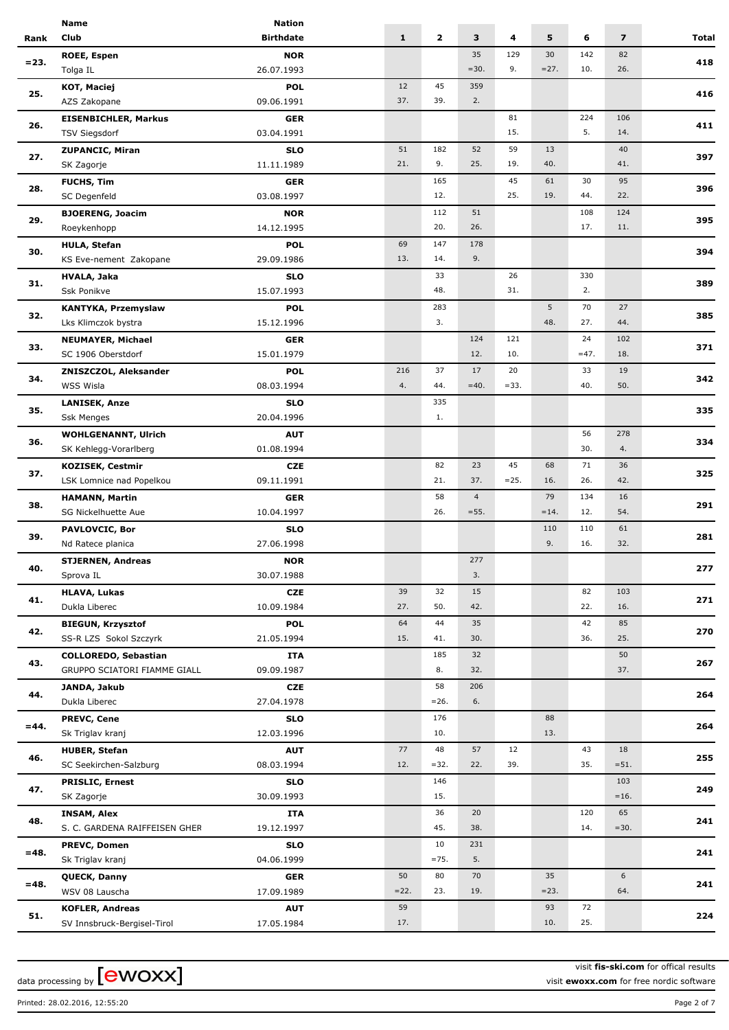| Rank | Name<br>Club | Nation<br>Birthdate | 1 | 2 | 3 | 4 | 5 | 6 | 7 | Total |
|---|---|---|---|---|---|---|---|---|---|---|
| =23. | ROEE, Espen<br>Tolga IL | NOR<br>26.07.1993 | | | 35<br>=30. | 129<br>9. | 30<br>=27. | 142<br>10. | 82<br>26. | 418 |
| 25. | KOT, Maciej<br>AZS Zakopane | POL<br>09.06.1991 | 12<br>37. | 45<br>39. | 359<br>2. | | | | | 416 |
| 26. | EISENBICHLER, Markus<br>TSV Siegsdorf | GER<br>03.04.1991 | | | | 81<br>15. | | 224<br>5. | 106<br>14. | 411 |
| 27. | ZUPANCIC, Miran<br>SK Zagorje | SLO<br>11.11.1989 | 51<br>21. | 182<br>9. | 52<br>25. | 59<br>19. | 13<br>40. | | 40<br>41. | 397 |
| 28. | FUCHS, Tim<br>SC Degenfeld | GER<br>03.08.1997 | | 165<br>12. | | 45<br>25. | 61<br>19. | 30<br>44. | 95<br>22. | 396 |
| 29. | BJOERENG, Joacim<br>Roeykenhopp | NOR<br>14.12.1995 | | 112<br>20. | 51<br>26. | | | 108<br>17. | 124<br>11. | 395 |
| 30. | HULA, Stefan<br>KS Eve-nement Zakopane | POL<br>29.09.1986 | 69<br>13. | 147<br>14. | 178<br>9. | | | | | 394 |
| 31. | HVALA, Jaka<br>Ssk Ponikve | SLO<br>15.07.1993 | | 33<br>48. | | 26<br>31. | | 330<br>2. | | 389 |
| 32. | KANTYKA, Przemyslaw<br>Lks Klimczok bystra | POL<br>15.12.1996 | | 283<br>3. | | | 5<br>48. | 70<br>27. | 27<br>44. | 385 |
| 33. | NEUMAYER, Michael<br>SC 1906 Oberstdorf | GER<br>15.01.1979 | | | 124<br>12. | 121<br>10. | | 24<br>=47. | 102<br>18. | 371 |
| 34. | ZNISZCZOL, Aleksander<br>WSS Wisla | POL<br>08.03.1994 | 216<br>4. | 37<br>44. | 17<br>=40. | 20<br>=33. | | 33<br>40. | 19<br>50. | 342 |
| 35. | LANISEK, Anze<br>Ssk Menges | SLO<br>20.04.1996 | | 335<br>1. | | | | | | 335 |
| 36. | WOHLGENANNT, Ulrich<br>SK Kehlegg-Vorarlberg | AUT<br>01.08.1994 | | | | | | 56<br>30. | 278<br>4. | 334 |
| 37. | KOZISEK, Cestmir<br>LSK Lomnice nad Popelkou | CZE<br>09.11.1991 | | 82<br>21. | 23<br>37. | 45<br>=25. | 68<br>16. | 71<br>26. | 36<br>42. | 325 |
| 38. | HAMANN, Martin<br>SG Nickelhuette Aue | GER<br>10.04.1997 | | 58<br>26. | 4<br>=55. | | 79<br>=14. | 134<br>12. | 16<br>54. | 291 |
| 39. | PAVLOVCIC, Bor<br>Nd Ratece planica | SLO<br>27.06.1998 | | | | | 110<br>9. | 110<br>16. | 61<br>32. | 281 |
| 40. | STJERNEN, Andreas<br>Sprova IL | NOR<br>30.07.1988 | | | 277<br>3. | | | | | 277 |
| 41. | HLAVA, Lukas<br>Dukla Liberec | CZE<br>10.09.1984 | 39<br>27. | 32<br>50. | 15<br>42. | | | 82<br>22. | 103<br>16. | 271 |
| 42. | BIEGUN, Krzysztof<br>SS-R LZS Sokol Szczyrk | POL<br>21.05.1994 | 64<br>15. | 44<br>41. | 35<br>30. | | | 42<br>36. | 85<br>25. | 270 |
| 43. | COLLOREDO, Sebastian<br>GRUPPO SCIATORI FIAMME GIALL | ITA<br>09.09.1987 | | 185<br>8. | 32<br>32. | | | | 50<br>37. | 267 |
| 44. | JANDA, Jakub<br>Dukla Liberec | CZE<br>27.04.1978 | | 58<br>=26. | 206<br>6. | | | | | 264 |
| =44. | PREVC, Cene<br>Sk Triglav kranj | SLO<br>12.03.1996 | | 176<br>10. | | | 88<br>13. | | | 264 |
| 46. | HUBER, Stefan<br>SC Seekirchen-Salzburg | AUT<br>08.03.1994 | 77<br>12. | 48<br>=32. | 57<br>22. | 12<br>39. | | 43<br>35. | 18<br>=51. | 255 |
| 47. | PRISLIC, Ernest<br>SK Zagorje | SLO<br>30.09.1993 | | 146<br>15. | | | | | 103<br>=16. | 249 |
| 48. | INSAM, Alex<br>S. C. GARDENA RAIFFEISEN GHER | ITA<br>19.12.1997 | | 36<br>45. | 20<br>38. | | | 120<br>14. | 65<br>=30. | 241 |
| =48. | PREVC, Domen<br>Sk Triglav kranj | SLO<br>04.06.1999 | | 10<br>=75. | 231<br>5. | | | | | 241 |
| =48. | QUECK, Danny<br>WSV 08 Lauscha | GER<br>17.09.1989 | 50<br>=22. | 80<br>23. | 70<br>19. | | 35<br>=23. | | 6<br>64. | 241 |
| 51. | KOFLER, Andreas<br>SV Innsbruck-Bergisel-Tirol | AUT<br>17.05.1984 | 59<br>17. | | | | 93<br>10. | 72<br>25. | | 224 |

data processing by [ewoxx]

visit **fis-ski.com** for offical results
visit **ewoxx.com** for free nordic software

Printed: 28.02.2016, 12:55:20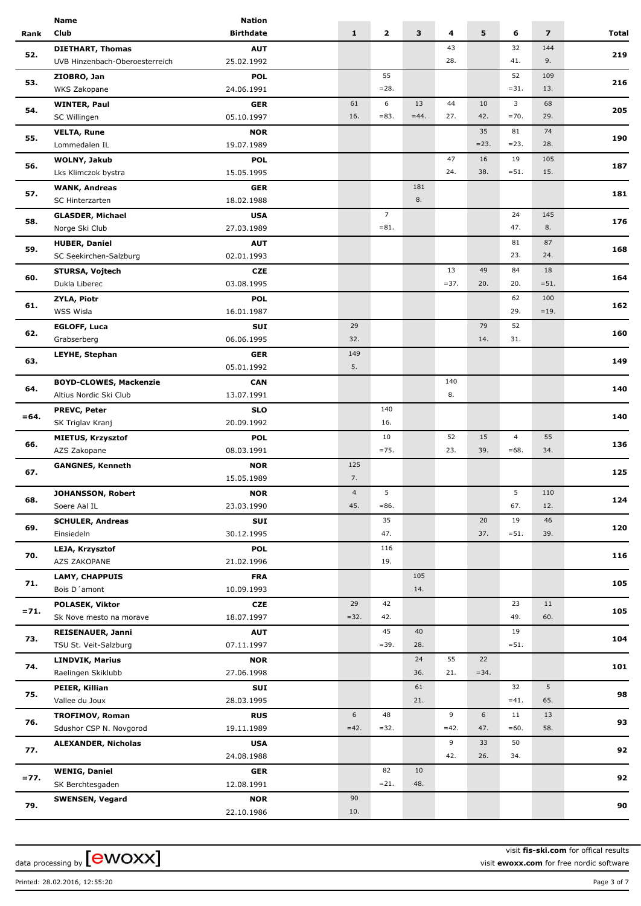| Rank | Name / Club | Nation / Birthdate | 1 | 2 | 3 | 4 | 5 | 6 | 7 | Total |
|---|---|---|---|---|---|---|---|---|---|---|
| 52. | **DIETHART, Thomas** | **AUT** | | | | 43 | | 32 | 144 | **219** |
| | UVB Hinzenbach-Oberoesterreich | 25.02.1992 | | | | 28. | | 41. | 9. | |
| 53. | **ZIOBRO, Jan** | **POL** | | 55 | | | | 52 | 109 | **216** |
| | WKS Zakopane | 24.06.1991 | | =28. | | | | =31. | 13. | |
| 54. | **WINTER, Paul** | **GER** | 61 | 6 | 13 | 44 | 10 | 3 | 68 | **205** |
| | SC Willingen | 05.10.1997 | 16. | =83. | =44. | 27. | 42. | =70. | 29. | |
| 55. | **VELTA, Rune** | **NOR** | | | | | 35 | 81 | 74 | **190** |
| | Lommedalen IL | 19.07.1989 | | | | | =23. | =23. | 28. | |
| 56. | **WOLNY, Jakub** | **POL** | | | | 47 | 16 | 19 | 105 | **187** |
| | Lks Klimczok bystra | 15.05.1995 | | | | 24. | 38. | =51. | 15. | |
| 57. | **WANK, Andreas** | **GER** | | | 181 | | | | | **181** |
| | SC Hinterzarten | 18.02.1988 | | | 8. | | | | | |
| 58. | **GLASDER, Michael** | **USA** | | 7 | | | | 24 | 145 | **176** |
| | Norge Ski Club | 27.03.1989 | | =81. | | | | 47. | 8. | |
| 59. | **HUBER, Daniel** | **AUT** | | | | | | 81 | 87 | **168** |
| | SC Seekirchen-Salzburg | 02.01.1993 | | | | | | 23. | 24. | |
| 60. | **STURSA, Vojtech** | **CZE** | | | | 13 | 49 | 84 | 18 | **164** |
| | Dukla Liberec | 03.08.1995 | | | | =37. | 20. | 20. | =51. | |
| 61. | **ZYLA, Piotr** | **POL** | | | | | | 62 | 100 | **162** |
| | WSS Wisla | 16.01.1987 | | | | | | 29. | =19. | |
| 62. | **EGLOFF, Luca** | **SUI** | 29 | | | | 79 | 52 | | **160** |
| | Grabserberg | 06.06.1995 | 32. | | | | 14. | 31. | | |
| 63. | **LEYHE, Stephan** | **GER** | 149 | | | | | | | **149** |
| | | 05.01.1992 | 5. | | | | | | | |
| 64. | **BOYD-CLOWES, Mackenzie** | **CAN** | | | | 140 | | | | **140** |
| | Altius Nordic Ski Club | 13.07.1991 | | | | 8. | | | | |
| =64. | **PREVC, Peter** | **SLO** | | 140 | | | | | | **140** |
| | SK Triglav Kranj | 20.09.1992 | | 16. | | | | | | |
| 66. | **MIETUS, Krzysztof** | **POL** | | 10 | | 52 | 15 | 4 | 55 | **136** |
| | AZS Zakopane | 08.03.1991 | | =75. | | 23. | 39. | =68. | 34. | |
| 67. | **GANGNES, Kenneth** | **NOR** | 125 | | | | | | | **125** |
| | | 15.05.1989 | 7. | | | | | | | |
| 68. | **JOHANSSON, Robert** | **NOR** | 4 | 5 | | | | 5 | 110 | **124** |
| | Soere Aal IL | 23.03.1990 | 45. | =86. | | | | 67. | 12. | |
| 69. | **SCHULER, Andreas** | **SUI** | | 35 | | | 20 | 19 | 46 | **120** |
| | Einsiedeln | 30.12.1995 | | 47. | | | 37. | =51. | 39. | |
| 70. | **LEJA, Krzysztof** | **POL** | | 116 | | | | | | **116** |
| | AZS ZAKOPANE | 21.02.1996 | | 19. | | | | | | |
| 71. | **LAMY, CHAPPUIS** | **FRA** | | | 105 | | | | | **105** |
| | Bois D´amont | 10.09.1993 | | | 14. | | | | | |
| =71. | **POLASEK, Viktor** | **CZE** | 29 | 42 | | | | 23 | 11 | **105** |
| | Sk Nove mesto na morave | 18.07.1997 | =32. | 42. | | | | 49. | 60. | |
| 73. | **REISENAUER, Janni** | **AUT** | | 45 | 40 | | | 19 | | **104** |
| | TSU St. Veit-Salzburg | 07.11.1997 | | =39. | 28. | | | =51. | | |
| 74. | **LINDVIK, Marius** | **NOR** | | | 24 | 55 | 22 | | | **101** |
| | Raelingen Skiklubb | 27.06.1998 | | | 36. | 21. | =34. | | | |
| 75. | **PEIER, Killian** | **SUI** | | | 61 | | | 32 | 5 | **98** |
| | Vallee du Joux | 28.03.1995 | | | 21. | | | =41. | 65. | |
| 76. | **TROFIMOV, Roman** | **RUS** | 6 | 48 | | 9 | 6 | 11 | 13 | **93** |
| | Sdushor CSP N. Novgorod | 19.11.1989 | =42. | =32. | | =42. | 47. | =60. | 58. | |
| 77. | **ALEXANDER, Nicholas** | **USA** | | | | 9 | 33 | 50 | | **92** |
| | | 24.08.1988 | | | | 42. | 26. | 34. | | |
| =77. | **WENIG, Daniel** | **GER** | | 82 | 10 | | | | | **92** |
| | SK Berchtesgaden | 12.08.1991 | | =21. | 48. | | | | | |
| 79. | **SWENSEN, Vegard** | **NOR** | 90 | | | | | | | **90** |
| | | 22.10.1986 | 10. | | | | | | | |

data processing by [ewoxx]

visit **fis-ski.com** for offical results
visit **ewoxx.com** for free nordic software

Printed: 28.02.2016, 12:55:20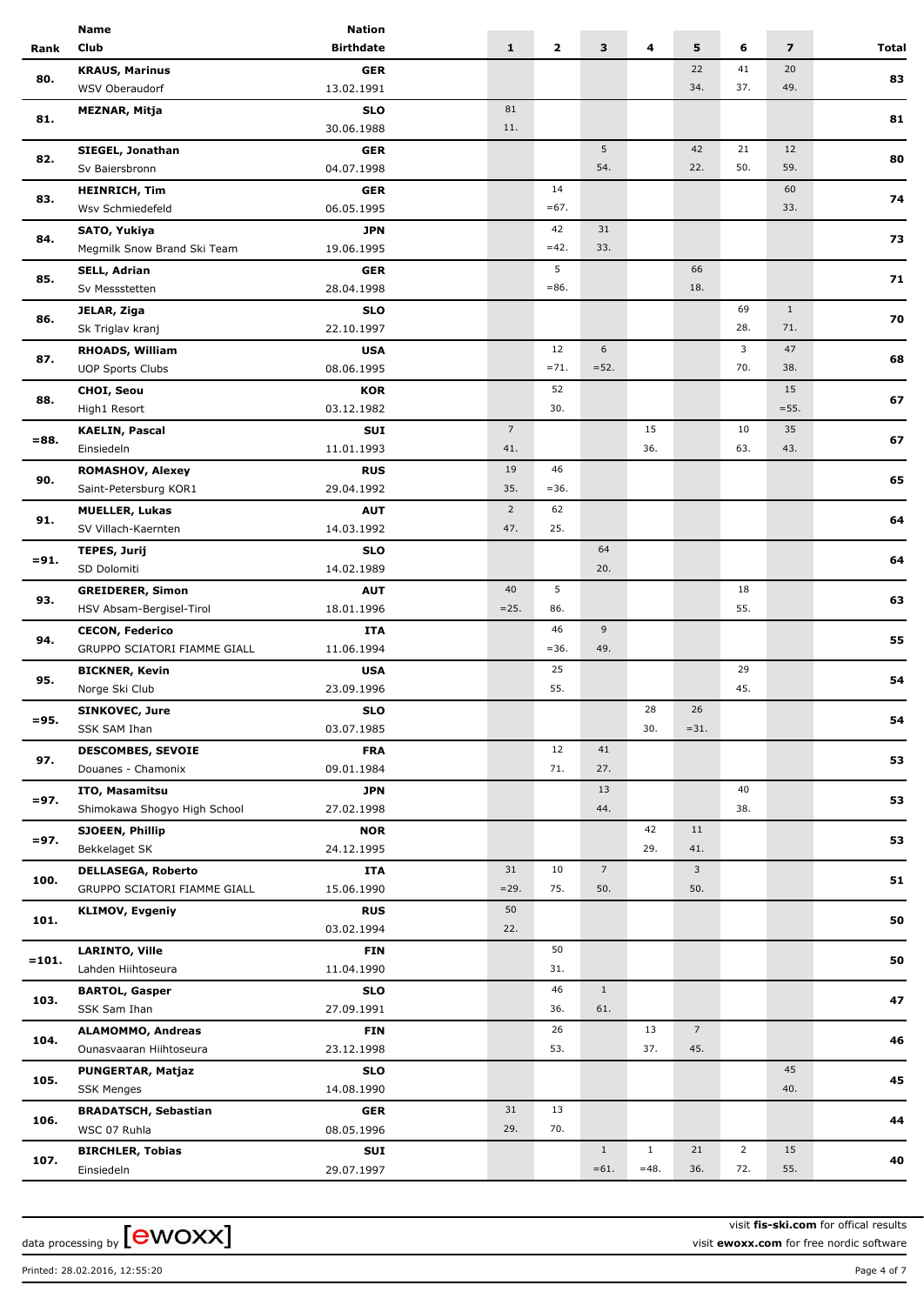| Rank | Name<br>Club | Nation<br>Birthdate | 1 | 2 | 3 | 4 | 5 | 6 | 7 | Total |
|---|---|---|---|---|---|---|---|---|---|---|
| 80. | **KRAUS, Marinus**<br>WSV Oberaudorf | **GER**<br>13.02.1991 | | | | | 22<br>34. | 41<br>37. | 20<br>49. | **83** |
| 81. | **MEZNAR, Mitja** | **SLO**<br>30.06.1988 | 81<br>11. | | | | | | | **81** |
| 82. | **SIEGEL, Jonathan**<br>Sv Baiersbronn | **GER**<br>04.07.1998 | | | 5<br>54. | | 42<br>22. | 21<br>50. | 12<br>59. | **80** |
| 83. | **HEINRICH, Tim**<br>Wsv Schmiedefeld | **GER**<br>06.05.1995 | | 14<br>=67. | | | | | 60<br>33. | **74** |
| 84. | **SATO, Yukiya**<br>Megmilk Snow Brand Ski Team | **JPN**<br>19.06.1995 | | 42<br>=42. | 31<br>33. | | | | | **73** |
| 85. | **SELL, Adrian**<br>Sv Messstetten | **GER**<br>28.04.1998 | | 5<br>=86. | | | 66<br>18. | | | **71** |
| 86. | **JELAR, Ziga**<br>Sk Triglav kranj | **SLO**<br>22.10.1997 | | | | | | 69<br>28. | 1<br>71. | **70** |
| 87. | **RHOADS, William**<br>UOP Sports Clubs | **USA**<br>08.06.1995 | | 12<br>=71. | 6<br>=52. | | | 3<br>70. | 47<br>38. | **68** |
| 88. | **CHOI, Seou**<br>High1 Resort | **KOR**<br>03.12.1982 | | 52<br>30. | | | | | 15<br>=55. | **67** |
| =88. | **KAELIN, Pascal**<br>Einsiedeln | **SUI**<br>11.01.1993 | 7<br>41. | | | 15<br>36. | | 10<br>63. | 35<br>43. | **67** |
| 90. | **ROMASHOV, Alexey**<br>Saint-Petersburg KOR1 | **RUS**<br>29.04.1992 | 19<br>35. | 46<br>=36. | | | | | | **65** |
| 91. | **MUELLER, Lukas**<br>SV Villach-Kaernten | **AUT**<br>14.03.1992 | 2<br>47. | 62<br>25. | | | | | | **64** |
| =91. | **TEPES, Jurij**<br>SD Dolomiti | **SLO**<br>14.02.1989 | | | 64<br>20. | | | | | **64** |
| 93. | **GREIDERER, Simon**<br>HSV Absam-Bergisel-Tirol | **AUT**<br>18.01.1996 | 40<br>=25. | 5<br>86. | | | | 18<br>55. | | **63** |
| 94. | **CECON, Federico**<br>GRUPPO SCIATORI FIAMME GIALL | **ITA**<br>11.06.1994 | | 46<br>=36. | 9<br>49. | | | | | **55** |
| 95. | **BICKNER, Kevin**<br>Norge Ski Club | **USA**<br>23.09.1996 | | 25<br>55. | | | | 29<br>45. | | **54** |
| =95. | **SINKOVEC, Jure**<br>SSK SAM Ihan | **SLO**<br>03.07.1985 | | | | 28<br>30. | 26<br>=31. | | | **54** |
| 97. | **DESCOMBES, SEVOIE**<br>Douanes - Chamonix | **FRA**<br>09.01.1984 | | 12<br>71. | 41<br>27. | | | | | **53** |
| =97. | **ITO, Masamitsu**<br>Shimokawa Shogyo High School | **JPN**<br>27.02.1998 | | | 13<br>44. | | | 40<br>38. | | **53** |
| =97. | **SJOEEN, Phillip**<br>Bekkelaget SK | **NOR**<br>24.12.1995 | | | | 42<br>29. | 11<br>41. | | | **53** |
| 100. | **DELLASEGA, Roberto**<br>GRUPPO SCIATORI FIAMME GIALL | **ITA**<br>15.06.1990 | 31<br>=29. | 10<br>75. | 7<br>50. | | 3<br>50. | | | **51** |
| 101. | **KLIMOV, Evgeniy** | **RUS**<br>03.02.1994 | 50<br>22. | | | | | | | **50** |
| =101. | **LARINTO, Ville**<br>Lahden Hiihtoseura | **FIN**<br>11.04.1990 | | 50<br>31. | | | | | | **50** |
| 103. | **BARTOL, Gasper**<br>SSK Sam Ihan | **SLO**<br>27.09.1991 | | 46<br>36. | 1<br>61. | | | | | **47** |
| 104. | **ALAMOMMO, Andreas**<br>Ounasvaaran Hiihtoseura | **FIN**<br>23.12.1998 | | 26<br>53. | | 13<br>37. | 7<br>45. | | | **46** |
| 105. | **PUNGERTAR, Matjaz**<br>SSK Menges | **SLO**<br>14.08.1990 | | | | | | | 45<br>40. | **45** |
| 106. | **BRADATSCH, Sebastian**<br>WSC 07 Ruhla | **GER**<br>08.05.1996 | 31<br>29. | 13<br>70. | | | | | | **44** |
| 107. | **BIRCHLER, Tobias**<br>Einsiedeln | **SUI**<br>29.07.1997 | | | 1<br>=61. | 1<br>=48. | 21<br>36. | 2<br>72. | 15<br>55. | **40** |

data processing by [ewoxx]

visit **fis-ski.com** for offical results
visit **ewoxx.com** for free nordic software

Printed: 28.02.2016, 12:55:20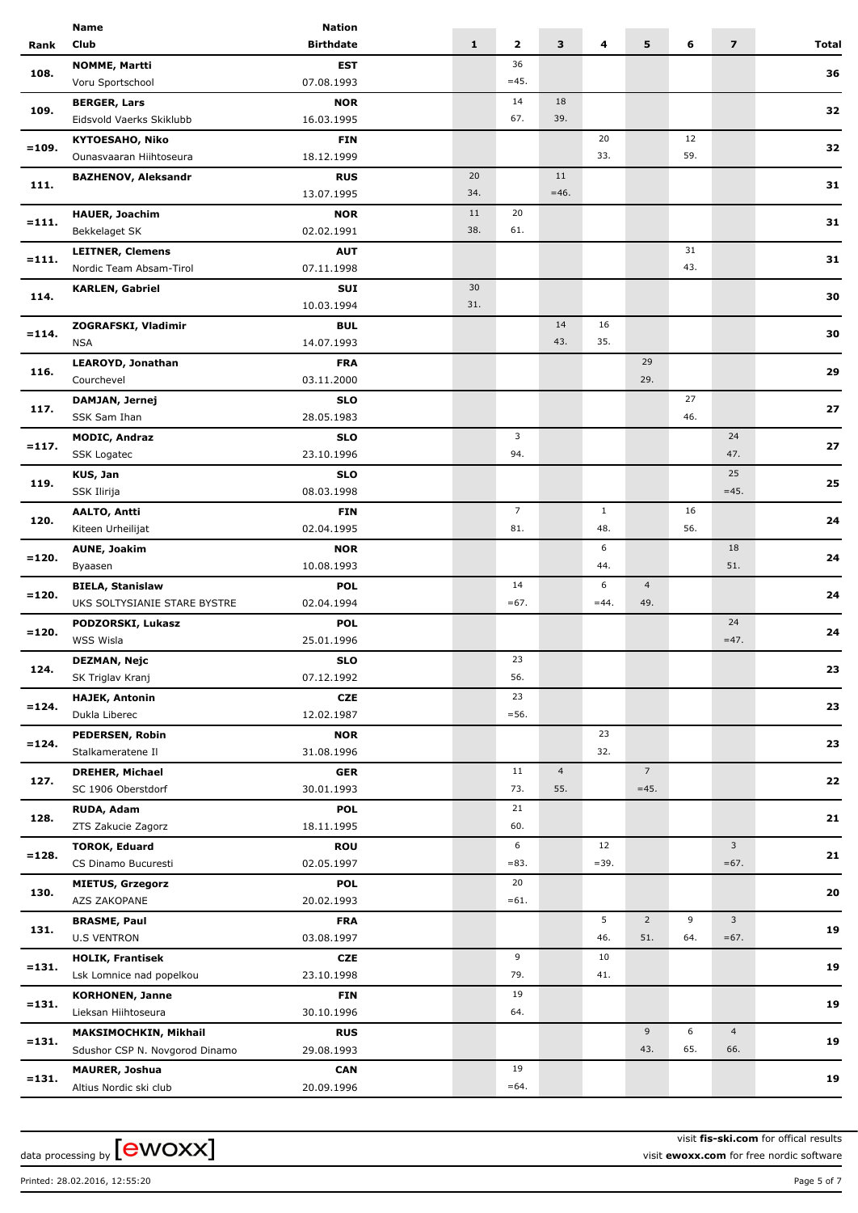| Rank | Name / Club | Nation / Birthdate | 1 | 2 | 3 | 4 | 5 | 6 | 7 | Total |
|---|---|---|---|---|---|---|---|---|---|---|
| 108. | **NOMME, Martti** | **EST** | | 36 | | | | | | **36** |
| | Voru Sportschool | 07.08.1993 | | =45. | | | | | | |
| 109. | **BERGER, Lars** | **NOR** | | 14 | 18 | | | | | **32** |
| | Eidsvold Vaerks Skiklubb | 16.03.1995 | | 67. | 39. | | | | | |
| =109. | **KYTOESAHO, Niko** | **FIN** | | | | 20 | | 12 | | **32** |
| | Ounasvaaran Hiihtoseura | 18.12.1999 | | | | 33. | | 59. | | |
| 111. | **BAZHENOV, Aleksandr** | **RUS** | 20 | | 11 | | | | | **31** |
| | | 13.07.1995 | 34. | | =46. | | | | | |
| =111. | **HAUER, Joachim** | **NOR** | 11 | 20 | | | | | | **31** |
| | Bekkelaget SK | 02.02.1991 | 38. | 61. | | | | | | |
| =111. | **LEITNER, Clemens** | **AUT** | | | | | | 31 | | **31** |
| | Nordic Team Absam-Tirol | 07.11.1998 | | | | | | 43. | | |
| 114. | **KARLEN, Gabriel** | **SUI** | 30 | | | | | | | **30** |
| | | 10.03.1994 | 31. | | | | | | | |
| =114. | **ZOGRAFSKI, Vladimir** | **BUL** | | | 14 | 16 | | | | **30** |
| | NSA | 14.07.1993 | | | 43. | 35. | | | | |
| 116. | **LEAROYD, Jonathan** | **FRA** | | | | | 29 | | | **29** |
| | Courchevel | 03.11.2000 | | | | | 29. | | | |
| 117. | **DAMJAN, Jernej** | **SLO** | | | | | | 27 | | **27** |
| | SSK Sam Ihan | 28.05.1983 | | | | | | 46. | | |
| =117. | **MODIC, Andraz** | **SLO** | | 3 | | | | | 24 | **27** |
| | SSK Logatec | 23.10.1996 | | 94. | | | | | 47. | |
| 119. | **KUS, Jan** | **SLO** | | | | | | | 25 | **25** |
| | SSK Ilirija | 08.03.1998 | | | | | | | =45. | |
| 120. | **AALTO, Antti** | **FIN** | | 7 | | 1 | | 16 | | **24** |
| | Kiteen Urheilijat | 02.04.1995 | | 81. | | 48. | | 56. | | |
| =120. | **AUNE, Joakim** | **NOR** | | | | 6 | | | 18 | **24** |
| | Byaasen | 10.08.1993 | | | | 44. | | | 51. | |
| =120. | **BIELA, Stanislaw** | **POL** | | 14 | | 6 | 4 | | | **24** |
| | UKS SOLTYSIANIE STARE BYSTRE | 02.04.1994 | | =67. | | =44. | 49. | | | |
| =120. | **PODZORSKI, Lukasz** | **POL** | | | | | | | 24 | **24** |
| | WSS Wisla | 25.01.1996 | | | | | | | =47. | |
| 124. | **DEZMAN, Nejc** | **SLO** | | 23 | | | | | | **23** |
| | SK Triglav Kranj | 07.12.1992 | | 56. | | | | | | |
| =124. | **HAJEK, Antonin** | **CZE** | | 23 | | | | | | **23** |
| | Dukla Liberec | 12.02.1987 | | =56. | | | | | | |
| =124. | **PEDERSEN, Robin** | **NOR** | | | | 23 | | | | **23** |
| | Stalkameratene Il | 31.08.1996 | | | | 32. | | | | |
| 127. | **DREHER, Michael** | **GER** | | 11 | 4 | | 7 | | | **22** |
| | SC 1906 Oberstdorf | 30.01.1993 | | 73. | 55. | | =45. | | | |
| 128. | **RUDA, Adam** | **POL** | | 21 | | | | | | **21** |
| | ZTS Zakucie Zagorz | 18.11.1995 | | 60. | | | | | | |
| =128. | **TOROK, Eduard** | **ROU** | | 6 | | 12 | | | 3 | **21** |
| | CS Dinamo Bucuresti | 02.05.1997 | | =83. | | =39. | | | =67. | |
| 130. | **MIETUS, Grzegorz** | **POL** | | 20 | | | | | | **20** |
| | AZS ZAKOPANE | 20.02.1993 | | =61. | | | | | | |
| 131. | **BRASME, Paul** | **FRA** | | | | 5 | 2 | 9 | 3 | **19** |
| | U.S VENTRON | 03.08.1997 | | | | 46. | 51. | 64. | =67. | |
| =131. | **HOLIK, Frantisek** | **CZE** | | 9 | | 10 | | | | **19** |
| | Lsk Lomnice nad popelkou | 23.10.1998 | | 79. | | 41. | | | | |
| =131. | **KORHONEN, Janne** | **FIN** | | 19 | | | | | | **19** |
| | Lieksan Hiihtoseura | 30.10.1996 | | 64. | | | | | | |
| =131. | **MAKSIMOCHKIN, Mikhail** | **RUS** | | | | | 9 | 6 | 4 | **19** |
| | Sdushor CSP N. Novgorod Dinamo | 29.08.1993 | | | | | 43. | 65. | 66. | |
| =131. | **MAURER, Joshua** | **CAN** | | 19 | | | | | | **19** |
| | Altius Nordic ski club | 20.09.1996 | | =64. | | | | | | |

data processing by [ewoxx]

visit **fis-ski.com** for offical results
visit **ewoxx.com** for free nordic software

Printed: 28.02.2016, 12:55:20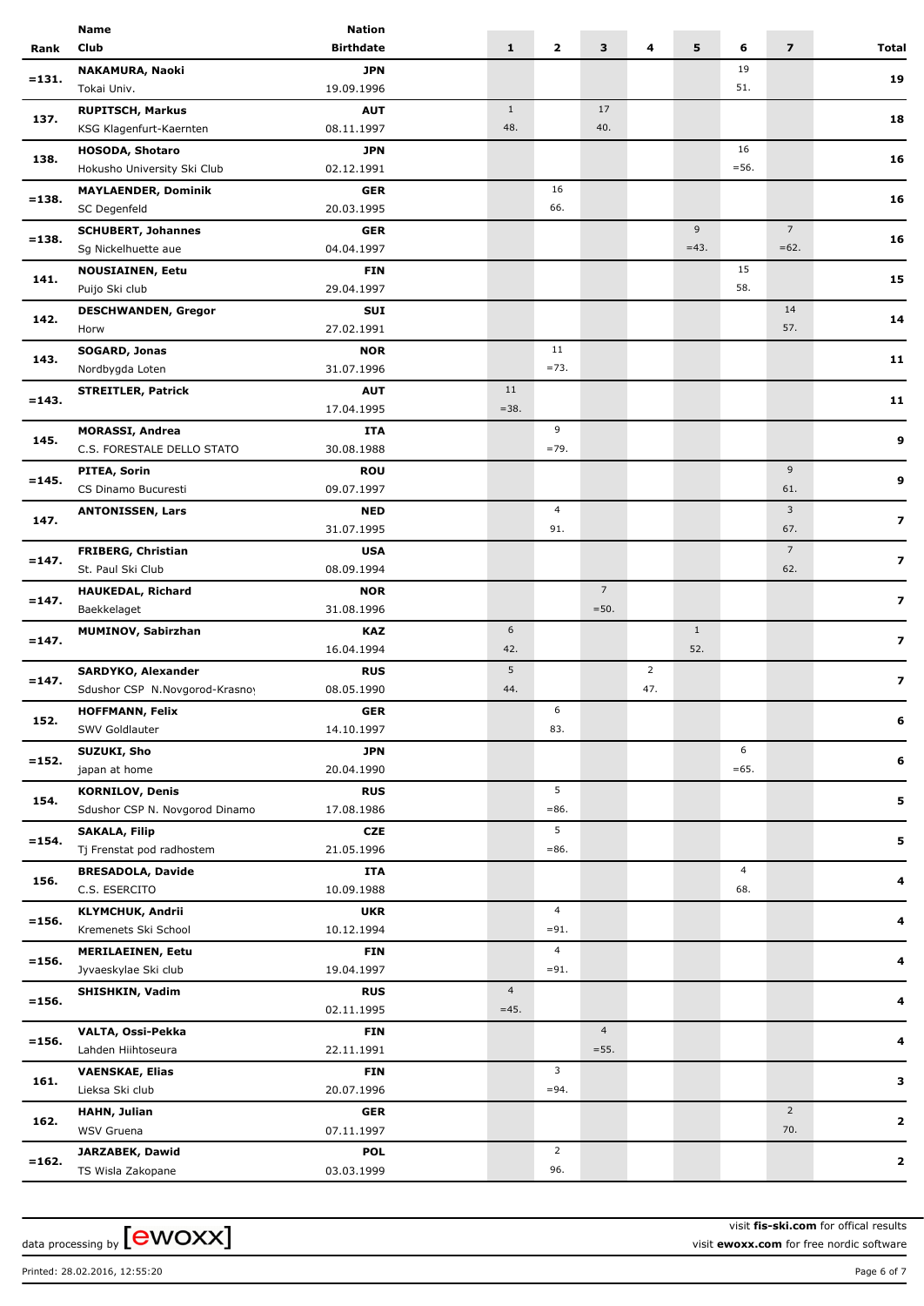| Rank | Name / Club | Nation / Birthdate | 1 | 2 | 3 | 4 | 5 | 6 | 7 | Total |
|---|---|---|---|---|---|---|---|---|---|---|
| =131. | **NAKAMURA, Naoki**<br>Tokai Univ. | **JPN**<br>19.09.1996 | | | | | | 19<br>51. | | **19** |
| 137. | **RUPITSCH, Markus**<br>KSG Klagenfurt-Kaernten | **AUT**<br>08.11.1997 | 1<br>48. | | 17<br>40. | | | | | **18** |
| 138. | **HOSODA, Shotaro**<br>Hokusho University Ski Club | **JPN**<br>02.12.1991 | | | | | | 16<br>=56. | | **16** |
| =138. | **MAYLAENDER, Dominik**<br>SC Degenfeld | **GER**<br>20.03.1995 | | 16<br>66. | | | | | | **16** |
| =138. | **SCHUBERT, Johannes**<br>Sg Nickelhuette aue | **GER**<br>04.04.1997 | | | | | 9<br>=43. | | 7<br>=62. | **16** |
| 141. | **NOUSIAINEN, Eetu**<br>Puijo Ski club | **FIN**<br>29.04.1997 | | | | | | 15<br>58. | | **15** |
| 142. | **DESCHWANDEN, Gregor**<br>Horw | **SUI**<br>27.02.1991 | | | | | | | 14<br>57. | **14** |
| 143. | **SOGARD, Jonas**<br>Nordbygda Loten | **NOR**<br>31.07.1996 | | 11<br>=73. | | | | | | **11** |
| =143. | **STREITLER, Patrick** | **AUT**<br>17.04.1995 | 11<br>=38. | | | | | | | **11** |
| 145. | **MORASSI, Andrea**<br>C.S. FORESTALE DELLO STATO | **ITA**<br>30.08.1988 | | 9<br>=79. | | | | | | **9** |
| =145. | **PITEA, Sorin**<br>CS Dinamo Bucuresti | **ROU**<br>09.07.1997 | | | | | | | 9<br>61. | **9** |
| 147. | **ANTONISSEN, Lars** | **NED**<br>31.07.1995 | | 4<br>91. | | | | | 3<br>67. | **7** |
| =147. | **FRIBERG, Christian**<br>St. Paul Ski Club | **USA**<br>08.09.1994 | | | | | | | 7<br>62. | **7** |
| =147. | **HAUKEDAL, Richard**<br>Baekkelaget | **NOR**<br>31.08.1996 | | | 7<br>=50. | | | | | **7** |
| =147. | **MUMINOV, Sabirzhan** | **KAZ**<br>16.04.1994 | 6<br>42. | | | | 1<br>52. | | | **7** |
| =147. | **SARDYKO, Alexander**<br>Sdushor CSP N.Novgorod-Krasnoy | **RUS**<br>08.05.1990 | 5<br>44. | | | 2<br>47. | | | | **7** |
| 152. | **HOFFMANN, Felix**<br>SWV Goldlauter | **GER**<br>14.10.1997 | | 6<br>83. | | | | | | **6** |
| =152. | **SUZUKI, Sho**<br>japan at home | **JPN**<br>20.04.1990 | | | | | | 6<br>=65. | | **6** |
| 154. | **KORNILOV, Denis**<br>Sdushor CSP N. Novgorod Dinamo | **RUS**<br>17.08.1986 | | 5<br>=86. | | | | | | **5** |
| =154. | **SAKALA, Filip**<br>Tj Frenstat pod radhostem | **CZE**<br>21.05.1996 | | 5<br>=86. | | | | | | **5** |
| 156. | **BRESADOLA, Davide**<br>C.S. ESERCITO | **ITA**<br>10.09.1988 | | | | | | 4<br>68. | | **4** |
| =156. | **KLYMCHUK, Andrii**<br>Kremenets Ski School | **UKR**<br>10.12.1994 | | 4<br>=91. | | | | | | **4** |
| =156. | **MERILAEINEN, Eetu**<br>Jyvaeskylae Ski club | **FIN**<br>19.04.1997 | | 4<br>=91. | | | | | | **4** |
| =156. | **SHISHKIN, Vadim** | **RUS**<br>02.11.1995 | 4<br>=45. | | | | | | | **4** |
| =156. | **VALTA, Ossi-Pekka**<br>Lahden Hiihtoseura | **FIN**<br>22.11.1991 | | | 4<br>=55. | | | | | **4** |
| 161. | **VAENSKAE, Elias**<br>Lieksa Ski club | **FIN**<br>20.07.1996 | | 3<br>=94. | | | | | | **3** |
| 162. | **HAHN, Julian**<br>WSV Gruena | **GER**<br>07.11.1997 | | | | | | | 2<br>70. | **2** |
| =162. | **JARZABEK, Dawid**<br>TS Wisla Zakopane | **POL**<br>03.03.1999 | | 2<br>96. | | | | | | **2** |

data processing by [ewoxx]

visit **fis-ski.com** for offical results
visit **ewoxx.com** for free nordic software

Printed: 28.02.2016, 12:55:20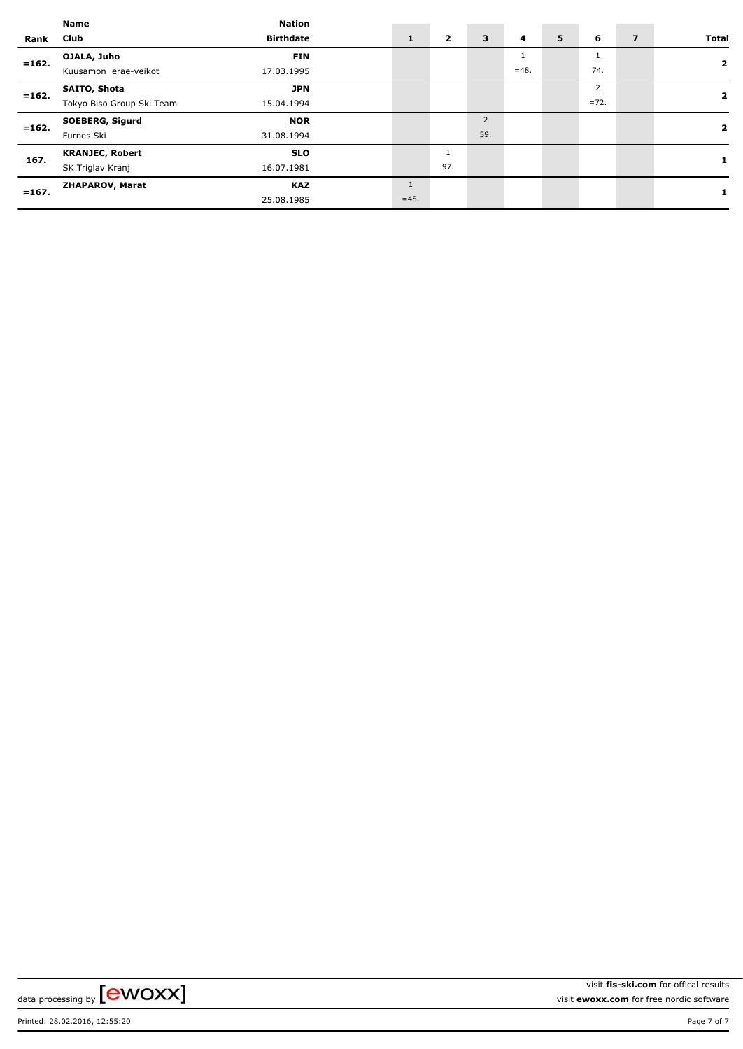| Rank | Name / Club | Nation / Birthdate | 1 | 2 | 3 | 4 | 5 | 6 | 7 | Total |
|---|---|---|---|---|---|---|---|---|---|---|
| =162. | **OJALA, Juho** | **FIN** | | | | 1 | | 1 | | **2** |
| | Kuusamon erae-veikot | 17.03.1995 | | | | =48. | | 74. | | |
| =162. | **SAITO, Shota** | **JPN** | | | | | | 2 | | **2** |
| | Tokyo Biso Group Ski Team | 15.04.1994 | | | | | | =72. | | |
| =162. | **SOEBERG, Sigurd** | **NOR** | | | 2 | | | | | **2** |
| | Furnes Ski | 31.08.1994 | | | 59. | | | | | |
| 167. | **KRANJEC, Robert** | **SLO** | | 1 | | | | | | **1** |
| | SK Triglav Kranj | 16.07.1981 | | 97. | | | | | | |
| =167. | **ZHAPAROV, Marat** | **KAZ** | 1 | | | | | | | **1** |
| | | 25.08.1985 | =48. | | | | | | | |

data processing by [ewoxx]

visit **fis-ski.com** for offical results

visit **ewoxx.com** for free nordic software

Printed: 28.02.2016, 12:55:20